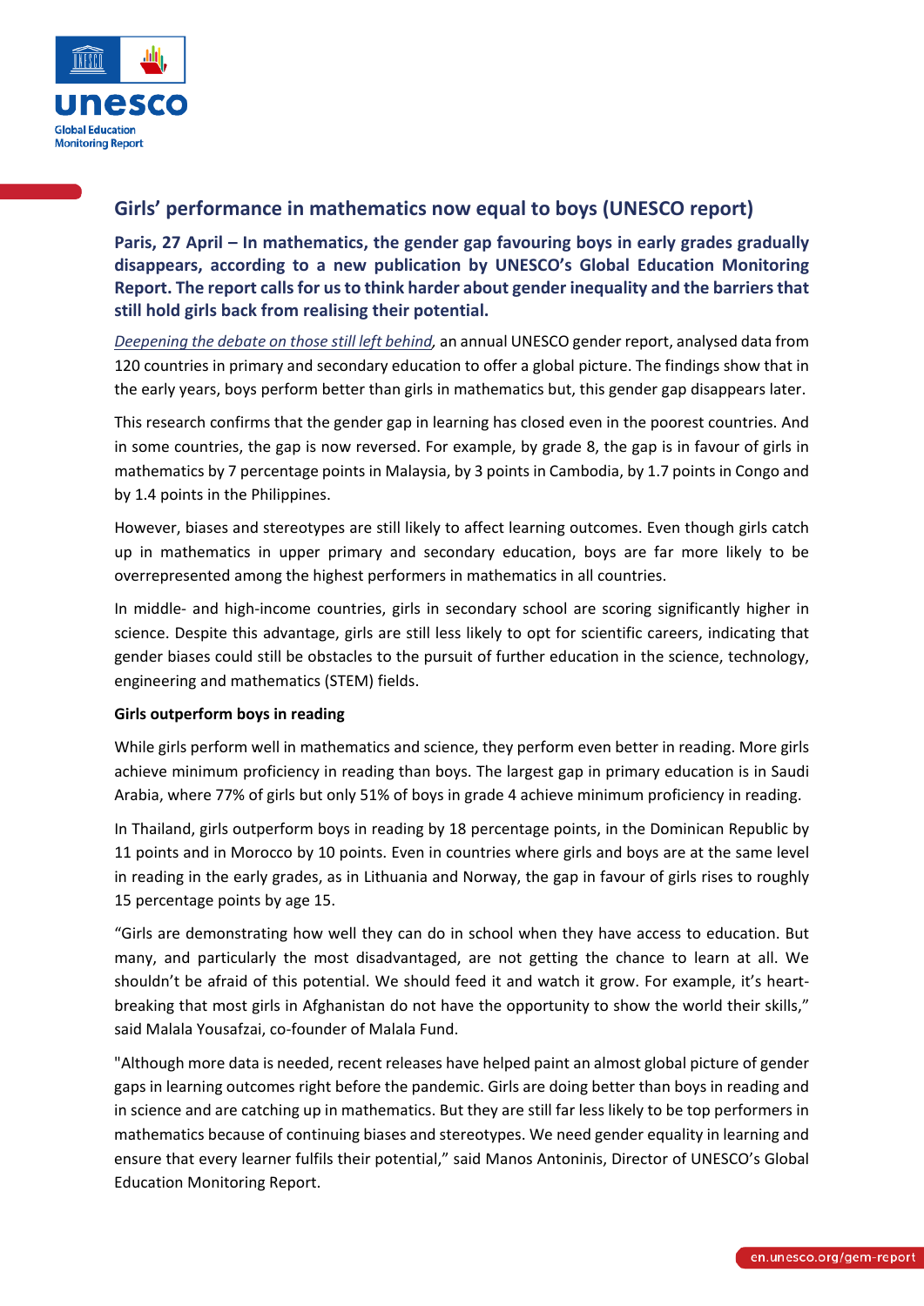# Girls' performance in mathematics now equal to boys (UNESCO report)

**Paris, 27 April – In mathematics, the gender gap favouring boys in early grades gradually disappears, according to a new publication by UNESCO's Global Education Monitoring Report. The report calls for us to think harder about gender inequality and the barriers that still hold girls back from realising their potential.**

*Deepening the debate on those still left behind*, an annual UNESCO gender report, analysed data from 120 countries in primary and secondary education to offer a global picture. The findings show that in the early years, boys perform better than girls in mathematics but, this gender gap disappears later.

This research confirms that the gender gap in learning has closed even in the poorest countries. And in some countries, the gap is now reversed. For example, by grade 8, the gap is in favour of girls in mathematics by 7 percentage points in Malaysia, by 3 points in Cambodia, by 1.7 points in Congo and by 1.4 points in the Philippines.

However, biases and stereotypes are still likely to affect learning outcomes. Even though girls catch up in mathematics in upper primary and secondary education, boys are far more likely to be overrepresented among the highest performers in mathematics in all countries.

In middle- and high-income countries, girls in secondary school are scoring significantly higher in science. Despite this advantage, girls are still less likely to opt for scientific careers, indicating that gender biases could still be obstacles to the pursuit of further education in the science, technology, engineering and mathematics (STEM) fields.

**Girls outperform boys in reading**

While girls perform well in mathematics and science, they perform even better in reading. More girls achieve minimum proficiency in reading than boys. The largest gap in primary education is in Saudi Arabia, where 77% of girls but only 51% of boys in grade 4 achieve minimum proficiency in reading.

In Thailand, girls outperform boys in reading by 18 percentage points, in the Dominican Republic by 11 points and in Morocco by 10 points. Even in countries where girls and boys are at the same level in reading in the early grades, as in Lithuania and Norway, the gap in favour of girls rises to roughly 15 percentage points by age 15.

"Girls are demonstrating how well they can do in school when they have access to education. But many, and particularly the most disadvantaged, are not getting the chance to learn at all. We shouldn't be afraid of this potential. We should feed it and watch it grow. For example, it's heart-breaking that most girls in Afghanistan do not have the opportunity to show the world their skills," said Malala Yousafzai, co-founder of Malala Fund.

"Although more data is needed, recent releases have helped paint an almost global picture of gender gaps in learning outcomes right before the pandemic. Girls are doing better than boys in reading and in science and are catching up in mathematics. But they are still far less likely to be top performers in mathematics because of continuing biases and stereotypes. We need gender equality in learning and ensure that every learner fulfils their potential," said Manos Antoninis, Director of UNESCO's Global Education Monitoring Report.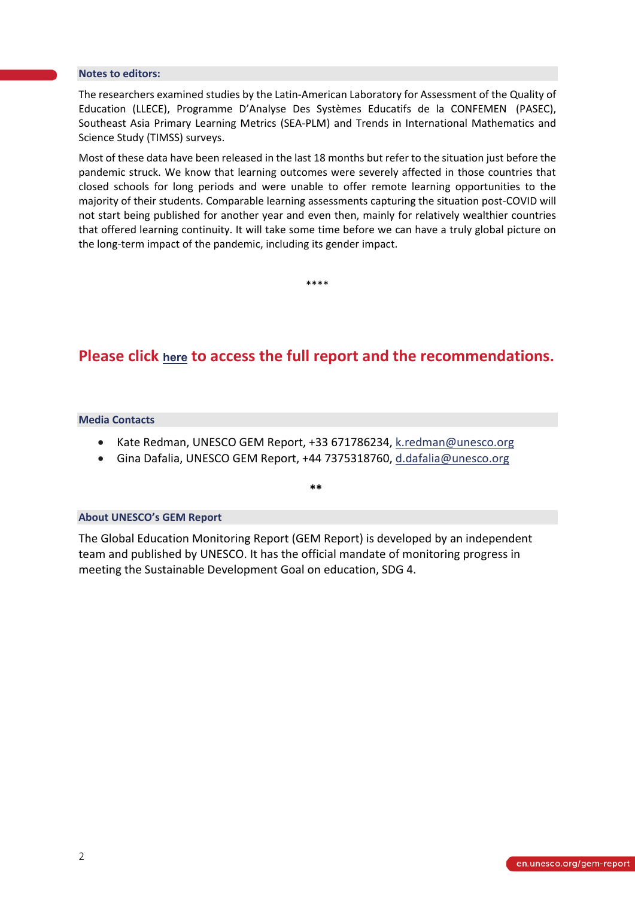**Notes to editors:**

The researchers examined studies by the Latin-American Laboratory for Assessment of the Quality of Education (LLECE), Programme D'Analyse Des Systèmes Educatifs de la CONFEMEN (PASEC), Southeast Asia Primary Learning Metrics (SEA-PLM) and Trends in International Mathematics and Science Study (TIMSS) surveys.

Most of these data have been released in the last 18 months but refer to the situation just before the pandemic struck. We know that learning outcomes were severely affected in those countries that closed schools for long periods and were unable to offer remote learning opportunities to the majority of their students. Comparable learning assessments capturing the situation post-COVID will not start being published for another year and even then, mainly for relatively wealthier countries that offered learning continuity. It will take some time before we can have a truly global picture on the long-term impact of the pandemic, including its gender impact.

****

## Please click here to access the full report and the recommendations.

**Media Contacts**

- Kate Redman, UNESCO GEM Report, +33 671786234, k.redman@unesco.org
- Gina Dafalia, UNESCO GEM Report, +44 7375318760, d.dafalia@unesco.org

**

**About UNESCO's GEM Report**

The Global Education Monitoring Report (GEM Report) is developed by an independent team and published by UNESCO. It has the official mandate of monitoring progress in meeting the Sustainable Development Goal on education, SDG 4.